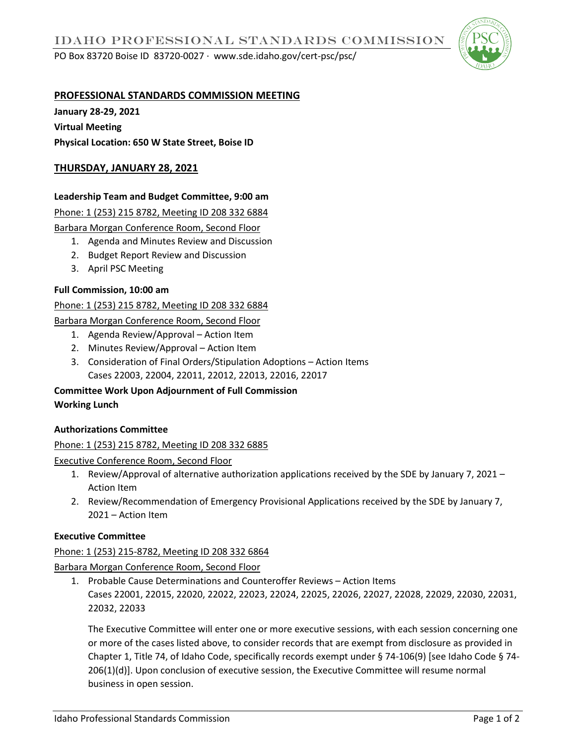# IDAHO PROFESSIONAL STANDARDS COMMISSION

PO Box 83720 Boise ID 83720-0027 · www.sde.idaho.gov/cert-psc/psc/

## PROFESSIONAL STANDARDS COMMISSION MEETING

**January 28-29, 2021**

**Virtual Meeting**

**Physical Location: 650 W State Street, Boise ID**

## THURSDAY, JANUARY 28, 2021

**Leadership Team and Budget Committee, 9:00 am**

Phone: 1 (253) 215 8782, Meeting ID 208 332 6884

Barbara Morgan Conference Room, Second Floor

1. Agenda and Minutes Review and Discussion
2. Budget Report Review and Discussion
3. April PSC Meeting

**Full Commission, 10:00 am**

Phone: 1 (253) 215 8782, Meeting ID 208 332 6884

Barbara Morgan Conference Room, Second Floor

1. Agenda Review/Approval – Action Item
2. Minutes Review/Approval – Action Item
3. Consideration of Final Orders/Stipulation Adoptions – Action Items
   Cases 22003, 22004, 22011, 22012, 22013, 22016, 22017

**Committee Work Upon Adjournment of Full Commission**

**Working Lunch**

**Authorizations Committee**

Phone: 1 (253) 215 8782, Meeting ID 208 332 6885

Executive Conference Room, Second Floor

1. Review/Approval of alternative authorization applications received by the SDE by January 7, 2021 – Action Item
2. Review/Recommendation of Emergency Provisional Applications received by the SDE by January 7, 2021 – Action Item

**Executive Committee**

Phone: 1 (253) 215-8782, Meeting ID 208 332 6864

Barbara Morgan Conference Room, Second Floor

1. Probable Cause Determinations and Counteroffer Reviews – Action Items
   Cases 22001, 22015, 22020, 22022, 22023, 22024, 22025, 22026, 22027, 22028, 22029, 22030, 22031, 22032, 22033

   The Executive Committee will enter one or more executive sessions, with each session concerning one or more of the cases listed above, to consider records that are exempt from disclosure as provided in Chapter 1, Title 74, of Idaho Code, specifically records exempt under § 74-106(9) [see Idaho Code § 74-206(1)(d)]. Upon conclusion of executive session, the Executive Committee will resume normal business in open session.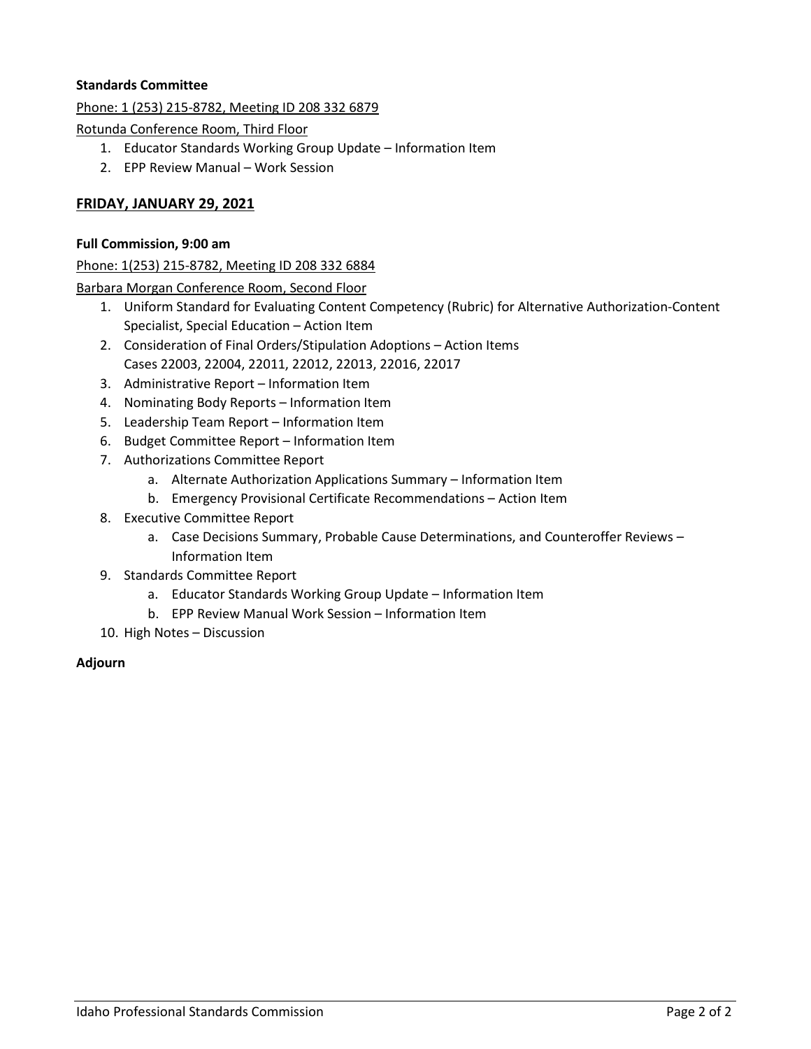**Standards Committee**

Phone: 1 (253) 215-8782, Meeting ID 208 332 6879

Rotunda Conference Room, Third Floor

1. Educator Standards Working Group Update – Information Item
2. EPP Review Manual – Work Session

## FRIDAY, JANUARY 29, 2021

**Full Commission, 9:00 am**

Phone: 1(253) 215-8782, Meeting ID 208 332 6884

Barbara Morgan Conference Room, Second Floor

1. Uniform Standard for Evaluating Content Competency (Rubric) for Alternative Authorization-Content Specialist, Special Education – Action Item
2. Consideration of Final Orders/Stipulation Adoptions – Action Items
   Cases 22003, 22004, 22011, 22012, 22013, 22016, 22017
3. Administrative Report – Information Item
4. Nominating Body Reports – Information Item
5. Leadership Team Report – Information Item
6. Budget Committee Report – Information Item
7. Authorizations Committee Report
   a. Alternate Authorization Applications Summary – Information Item
   b. Emergency Provisional Certificate Recommendations – Action Item
8. Executive Committee Report
   a. Case Decisions Summary, Probable Cause Determinations, and Counteroffer Reviews – Information Item
9. Standards Committee Report
   a. Educator Standards Working Group Update – Information Item
   b. EPP Review Manual Work Session – Information Item
10. High Notes – Discussion

**Adjourn**